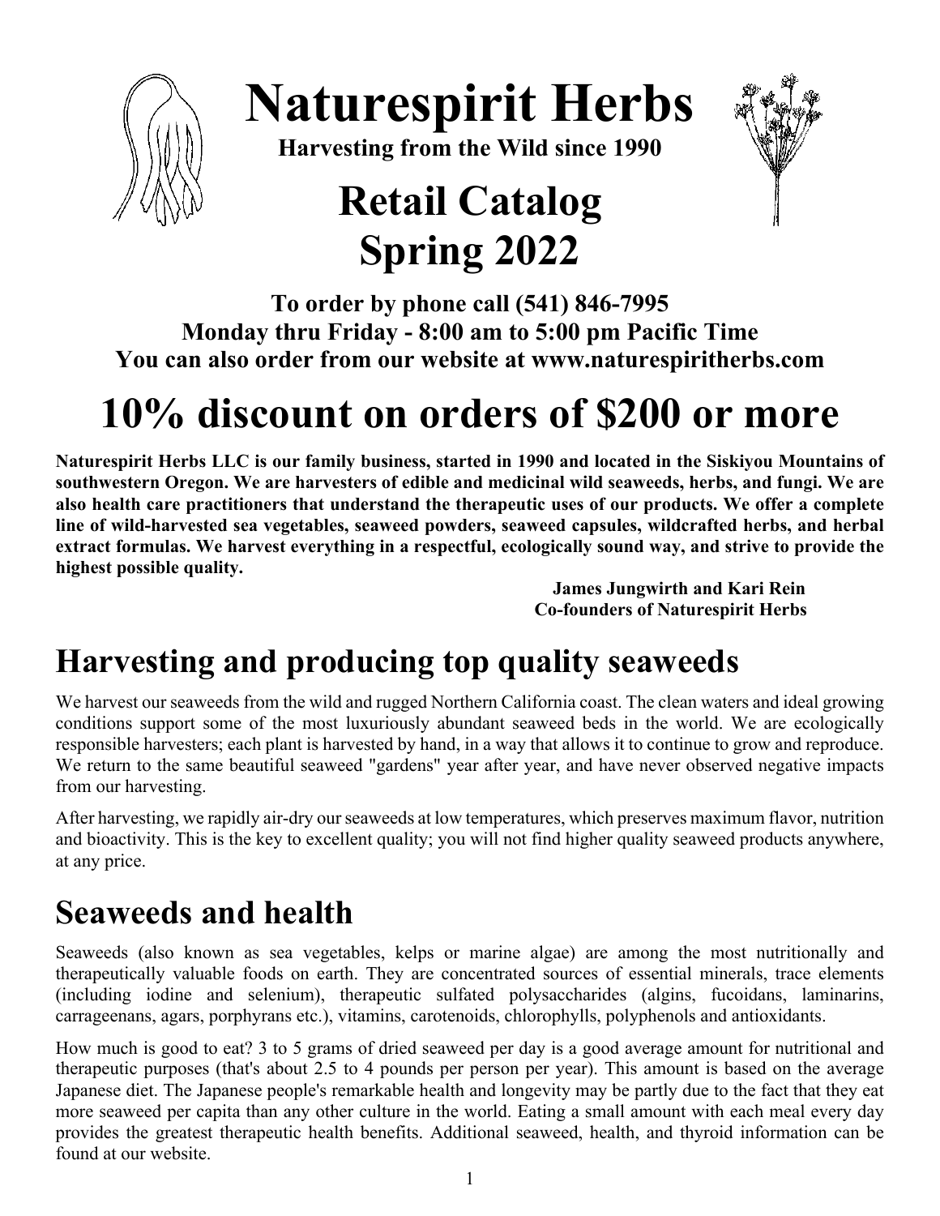# Naturespirit Herbs

**Harvesting from the Wild since 1990**

# Retail Catalog Spring 2022

**To order by phone call (541) 846-7995**
**Monday thru Friday - 8:00 am to 5:00 pm Pacific Time**
**You can also order from our website at www.naturespiritherbs.com**

# 10% discount on orders of $200 or more

**Naturespirit Herbs LLC is our family business, started in 1990 and located in the Siskiyou Mountains of southwestern Oregon. We are harvesters of edible and medicinal wild seaweeds, herbs, and fungi. We are also health care practitioners that understand the therapeutic uses of our products. We offer a complete line of wild-harvested sea vegetables, seaweed powders, seaweed capsules, wildcrafted herbs, and herbal extract formulas. We harvest everything in a respectful, ecologically sound way, and strive to provide the highest possible quality.**

**James Jungwirth and Kari Rein**
**Co-founders of Naturespirit Herbs**

## Harvesting and producing top quality seaweeds

We harvest our seaweeds from the wild and rugged Northern California coast. The clean waters and ideal growing conditions support some of the most luxuriously abundant seaweed beds in the world. We are ecologically responsible harvesters; each plant is harvested by hand, in a way that allows it to continue to grow and reproduce. We return to the same beautiful seaweed "gardens" year after year, and have never observed negative impacts from our harvesting.

After harvesting, we rapidly air-dry our seaweeds at low temperatures, which preserves maximum flavor, nutrition and bioactivity. This is the key to excellent quality; you will not find higher quality seaweed products anywhere, at any price.

## Seaweeds and health

Seaweeds (also known as sea vegetables, kelps or marine algae) are among the most nutritionally and therapeutically valuable foods on earth. They are concentrated sources of essential minerals, trace elements (including iodine and selenium), therapeutic sulfated polysaccharides (algins, fucoidans, laminarins, carrageenans, agars, porphyrans etc.), vitamins, carotenoids, chlorophylls, polyphenols and antioxidants.

How much is good to eat? 3 to 5 grams of dried seaweed per day is a good average amount for nutritional and therapeutic purposes (that's about 2.5 to 4 pounds per person per year). This amount is based on the average Japanese diet. The Japanese people's remarkable health and longevity may be partly due to the fact that they eat more seaweed per capita than any other culture in the world. Eating a small amount with each meal every day provides the greatest therapeutic health benefits. Additional seaweed, health, and thyroid information can be found at our website.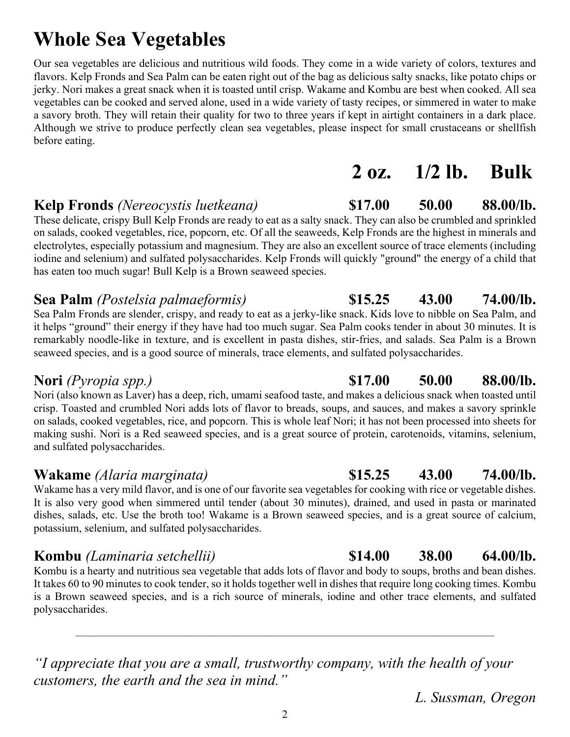# Whole Sea Vegetables

Our sea vegetables are delicious and nutritious wild foods. They come in a wide variety of colors, textures and flavors. Kelp Fronds and Sea Palm can be eaten right out of the bag as delicious salty snacks, like potato chips or jerky. Nori makes a great snack when it is toasted until crisp. Wakame and Kombu are best when cooked. All sea vegetables can be cooked and served alone, used in a wide variety of tasty recipes, or simmered in water to make a savory broth. They will retain their quality for two to three years if kept in airtight containers in a dark place. Although we strive to produce perfectly clean sea vegetables, please inspect for small crustaceans or shellfish before eating.

| | 2 oz. | 1/2 lb. | Bulk |
|---|---|---|---|
| **Kelp Fronds** *(Nereocystis luetkeana)* | $17.00 | 50.00 | 88.00/lb. |
| **Sea Palm** *(Postelsia palmaeformis)* | $15.25 | 43.00 | 74.00/lb. |
| **Nori** *(Pyropia spp.)* | $17.00 | 50.00 | 88.00/lb. |
| **Wakame** *(Alaria marginata)* | $15.25 | 43.00 | 74.00/lb. |
| **Kombu** *(Laminaria setchellii)* | $14.00 | 38.00 | 64.00/lb. |

## Kelp Fronds *(Nereocystis luetkeana)* — $17.00 | 50.00 | 88.00/lb.

These delicate, crispy Bull Kelp Fronds are ready to eat as a salty snack. They can also be crumbled and sprinkled on salads, cooked vegetables, rice, popcorn, etc. Of all the seaweeds, Kelp Fronds are the highest in minerals and electrolytes, especially potassium and magnesium. They are also an excellent source of trace elements (including iodine and selenium) and sulfated polysaccharides. Kelp Fronds will quickly "ground" the energy of a child that has eaten too much sugar! Bull Kelp is a Brown seaweed species.

## Sea Palm *(Postelsia palmaeformis)* — $15.25 | 43.00 | 74.00/lb.

Sea Palm Fronds are slender, crispy, and ready to eat as a jerky-like snack. Kids love to nibble on Sea Palm, and it helps "ground" their energy if they have had too much sugar. Sea Palm cooks tender in about 30 minutes. It is remarkably noodle-like in texture, and is excellent in pasta dishes, stir-fries, and salads. Sea Palm is a Brown seaweed species, and is a good source of minerals, trace elements, and sulfated polysaccharides.

## Nori *(Pyropia spp.)* — $17.00 | 50.00 | 88.00/lb.

Nori (also known as Laver) has a deep, rich, umami seafood taste, and makes a delicious snack when toasted until crisp. Toasted and crumbled Nori adds lots of flavor to breads, soups, and sauces, and makes a savory sprinkle on salads, cooked vegetables, rice, and popcorn. This is whole leaf Nori; it has not been processed into sheets for making sushi. Nori is a Red seaweed species, and is a great source of protein, carotenoids, vitamins, selenium, and sulfated polysaccharides.

## Wakame *(Alaria marginata)* — $15.25 | 43.00 | 74.00/lb.

Wakame has a very mild flavor, and is one of our favorite sea vegetables for cooking with rice or vegetable dishes. It is also very good when simmered until tender (about 30 minutes), drained, and used in pasta or marinated dishes, salads, etc. Use the broth too! Wakame is a Brown seaweed species, and is a great source of calcium, potassium, selenium, and sulfated polysaccharides.

## Kombu *(Laminaria setchellii)* — $14.00 | 38.00 | 64.00/lb.

Kombu is a hearty and nutritious sea vegetable that adds lots of flavor and body to soups, broths and bean dishes. It takes 60 to 90 minutes to cook tender, so it holds together well in dishes that require long cooking times. Kombu is a Brown seaweed species, and is a rich source of minerals, iodine and other trace elements, and sulfated polysaccharides.

---

*"I appreciate that you are a small, trustworthy company, with the health of your customers, the earth and the sea in mind."*

*L. Sussman, Oregon*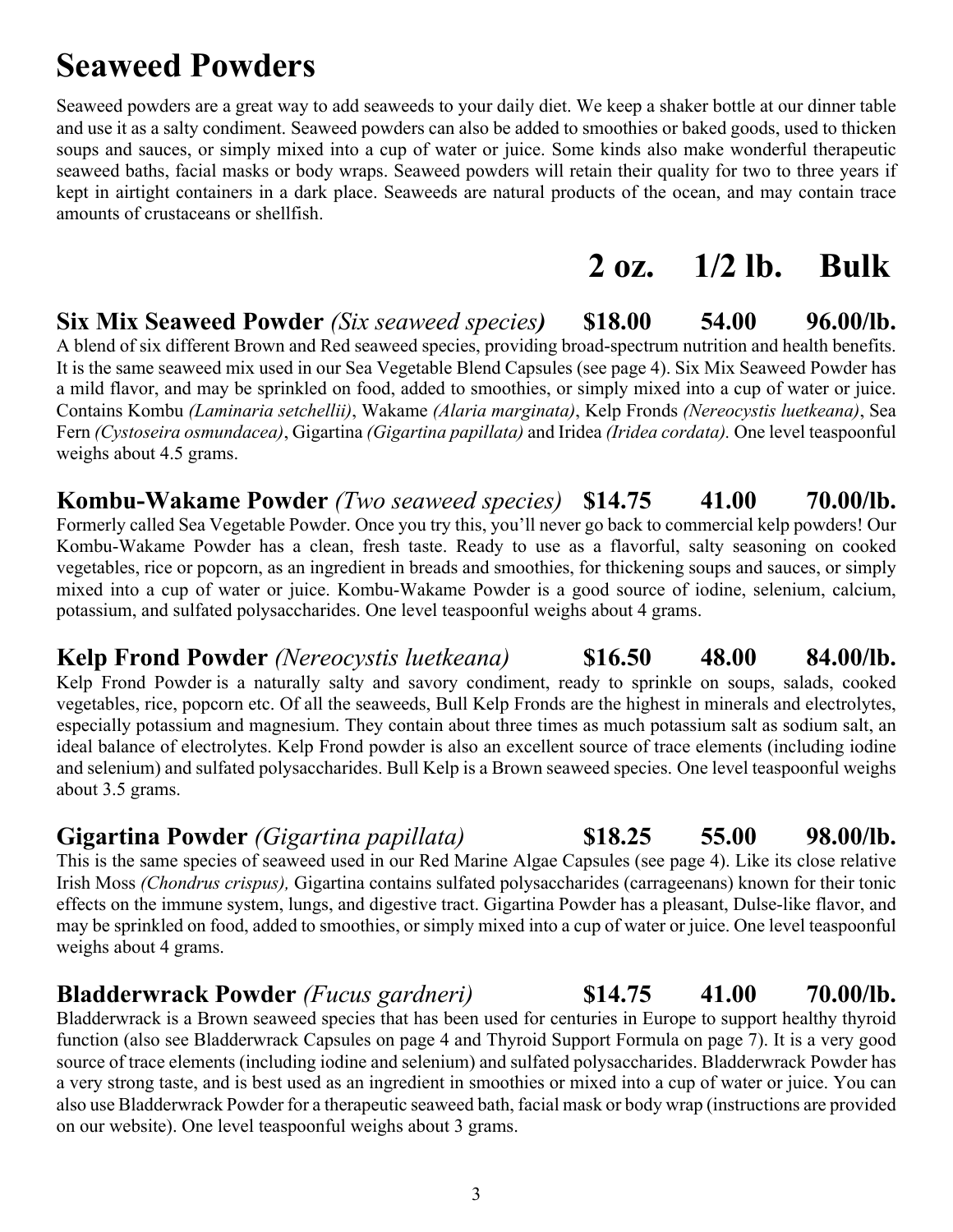# Seaweed Powders

Seaweed powders are a great way to add seaweeds to your daily diet. We keep a shaker bottle at our dinner table and use it as a salty condiment. Seaweed powders can also be added to smoothies or baked goods, used to thicken soups and sauces, or simply mixed into a cup of water or juice. Some kinds also make wonderful therapeutic seaweed baths, facial masks or body wraps. Seaweed powders will retain their quality for two to three years if kept in airtight containers in a dark place. Seaweeds are natural products of the ocean, and may contain trace amounts of crustaceans or shellfish.

| | 2 oz. | 1/2 lb. | Bulk |
|---|---|---|---|
| **Six Mix Seaweed Powder** *(Six seaweed species)* | $18.00 | 54.00 | 96.00/lb. |
| **Kombu-Wakame Powder** *(Two seaweed species)* | $14.75 | 41.00 | 70.00/lb. |
| **Kelp Frond Powder** *(Nereocystis luetkeana)* | $16.50 | 48.00 | 84.00/lb. |
| **Gigartina Powder** *(Gigartina papillata)* | $18.25 | 55.00 | 98.00/lb. |
| **Bladderwrack Powder** *(Fucus gardneri)* | $14.75 | 41.00 | 70.00/lb. |

**Six Mix Seaweed Powder** *(Six seaweed species)* **$18.00 54.00 96.00/lb.**

A blend of six different Brown and Red seaweed species, providing broad-spectrum nutrition and health benefits. It is the same seaweed mix used in our Sea Vegetable Blend Capsules (see page 4). Six Mix Seaweed Powder has a mild flavor, and may be sprinkled on food, added to smoothies, or simply mixed into a cup of water or juice. Contains Kombu *(Laminaria setchellii)*, Wakame *(Alaria marginata)*, Kelp Fronds *(Nereocystis luetkeana)*, Sea Fern *(Cystoseira osmundacea)*, Gigartina *(Gigartina papillata)* and Iridea *(Iridea cordata)*. One level teaspoonful weighs about 4.5 grams.

**Kombu-Wakame Powder** *(Two seaweed species)* **$14.75 41.00 70.00/lb.**

Formerly called Sea Vegetable Powder. Once you try this, you'll never go back to commercial kelp powders! Our Kombu-Wakame Powder has a clean, fresh taste. Ready to use as a flavorful, salty seasoning on cooked vegetables, rice or popcorn, as an ingredient in breads and smoothies, for thickening soups and sauces, or simply mixed into a cup of water or juice. Kombu-Wakame Powder is a good source of iodine, selenium, calcium, potassium, and sulfated polysaccharides. One level teaspoonful weighs about 4 grams.

**Kelp Frond Powder** *(Nereocystis luetkeana)* **$16.50 48.00 84.00/lb.**

Kelp Frond Powder is a naturally salty and savory condiment, ready to sprinkle on soups, salads, cooked vegetables, rice, popcorn etc. Of all the seaweeds, Bull Kelp Fronds are the highest in minerals and electrolytes, especially potassium and magnesium. They contain about three times as much potassium salt as sodium salt, an ideal balance of electrolytes. Kelp Frond powder is also an excellent source of trace elements (including iodine and selenium) and sulfated polysaccharides. Bull Kelp is a Brown seaweed species. One level teaspoonful weighs about 3.5 grams.

**Gigartina Powder** *(Gigartina papillata)* **$18.25 55.00 98.00/lb.**

This is the same species of seaweed used in our Red Marine Algae Capsules (see page 4). Like its close relative Irish Moss *(Chondrus crispus),* Gigartina contains sulfated polysaccharides (carrageenans) known for their tonic effects on the immune system, lungs, and digestive tract. Gigartina Powder has a pleasant, Dulse-like flavor, and may be sprinkled on food, added to smoothies, or simply mixed into a cup of water or juice. One level teaspoonful weighs about 4 grams.

**Bladderwrack Powder** *(Fucus gardneri)* **$14.75 41.00 70.00/lb.**

Bladderwrack is a Brown seaweed species that has been used for centuries in Europe to support healthy thyroid function (also see Bladderwrack Capsules on page 4 and Thyroid Support Formula on page 7). It is a very good source of trace elements (including iodine and selenium) and sulfated polysaccharides. Bladderwrack Powder has a very strong taste, and is best used as an ingredient in smoothies or mixed into a cup of water or juice. You can also use Bladderwrack Powder for a therapeutic seaweed bath, facial mask or body wrap (instructions are provided on our website). One level teaspoonful weighs about 3 grams.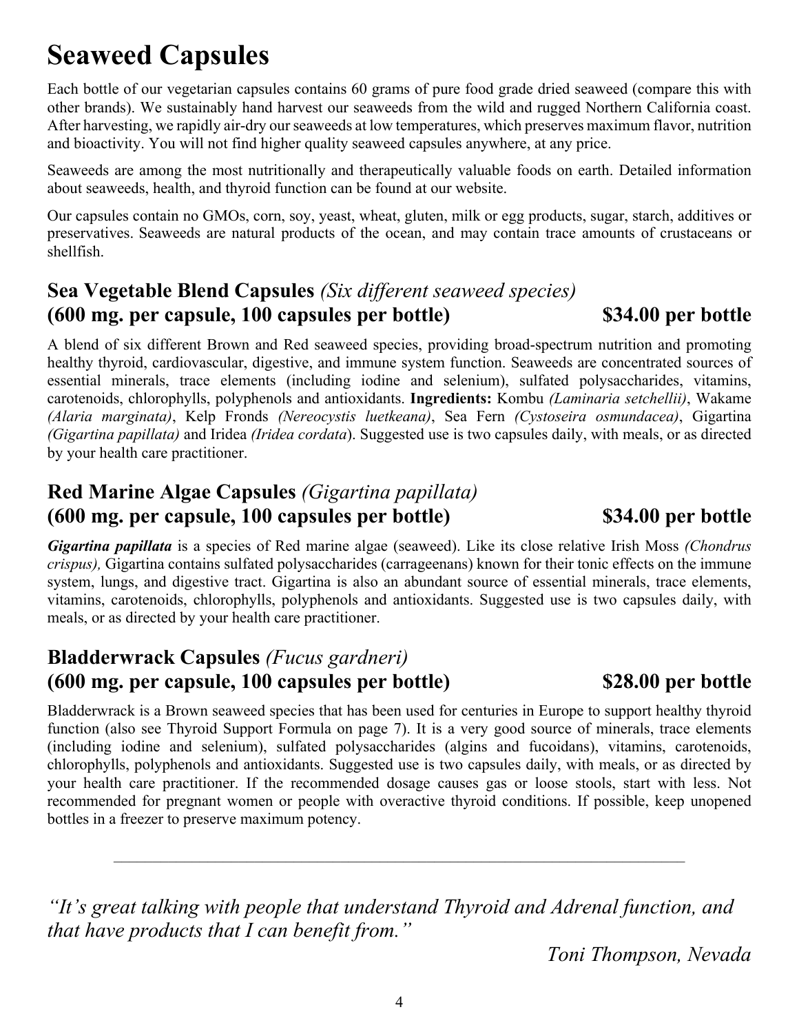# Seaweed Capsules

Each bottle of our vegetarian capsules contains 60 grams of pure food grade dried seaweed (compare this with other brands). We sustainably hand harvest our seaweeds from the wild and rugged Northern California coast. After harvesting, we rapidly air-dry our seaweeds at low temperatures, which preserves maximum flavor, nutrition and bioactivity. You will not find higher quality seaweed capsules anywhere, at any price.

Seaweeds are among the most nutritionally and therapeutically valuable foods on earth. Detailed information about seaweeds, health, and thyroid function can be found at our website.

Our capsules contain no GMOs, corn, soy, yeast, wheat, gluten, milk or egg products, sugar, starch, additives or preservatives. Seaweeds are natural products of the ocean, and may contain trace amounts of crustaceans or shellfish.

## Sea Vegetable Blend Capsules *(Six different seaweed species)*
## (600 mg. per capsule, 100 capsules per bottle) $34.00 per bottle

A blend of six different Brown and Red seaweed species, providing broad-spectrum nutrition and promoting healthy thyroid, cardiovascular, digestive, and immune system function. Seaweeds are concentrated sources of essential minerals, trace elements (including iodine and selenium), sulfated polysaccharides, vitamins, carotenoids, chlorophylls, polyphenols and antioxidants. **Ingredients:** Kombu *(Laminaria setchellii)*, Wakame *(Alaria marginata)*, Kelp Fronds *(Nereocystis luetkeana)*, Sea Fern *(Cystoseira osmundacea)*, Gigartina *(Gigartina papillata)* and Iridea *(Iridea cordata)*. Suggested use is two capsules daily, with meals, or as directed by your health care practitioner.

## Red Marine Algae Capsules *(Gigartina papillata)*
## (600 mg. per capsule, 100 capsules per bottle) $34.00 per bottle

***Gigartina papillata*** is a species of Red marine algae (seaweed). Like its close relative Irish Moss *(Chondrus crispus),* Gigartina contains sulfated polysaccharides (carrageenans) known for their tonic effects on the immune system, lungs, and digestive tract. Gigartina is also an abundant source of essential minerals, trace elements, vitamins, carotenoids, chlorophylls, polyphenols and antioxidants. Suggested use is two capsules daily, with meals, or as directed by your health care practitioner.

## Bladderwrack Capsules *(Fucus gardneri)*
## (600 mg. per capsule, 100 capsules per bottle) $28.00 per bottle

Bladderwrack is a Brown seaweed species that has been used for centuries in Europe to support healthy thyroid function (also see Thyroid Support Formula on page 7). It is a very good source of minerals, trace elements (including iodine and selenium), sulfated polysaccharides (algins and fucoidans), vitamins, carotenoids, chlorophylls, polyphenols and antioxidants. Suggested use is two capsules daily, with meals, or as directed by your health care practitioner. If the recommended dosage causes gas or loose stools, start with less. Not recommended for pregnant women or people with overactive thyroid conditions. If possible, keep unopened bottles in a freezer to preserve maximum potency.

---

*"It's great talking with people that understand Thyroid and Adrenal function, and that have products that I can benefit from."*

*Toni Thompson, Nevada*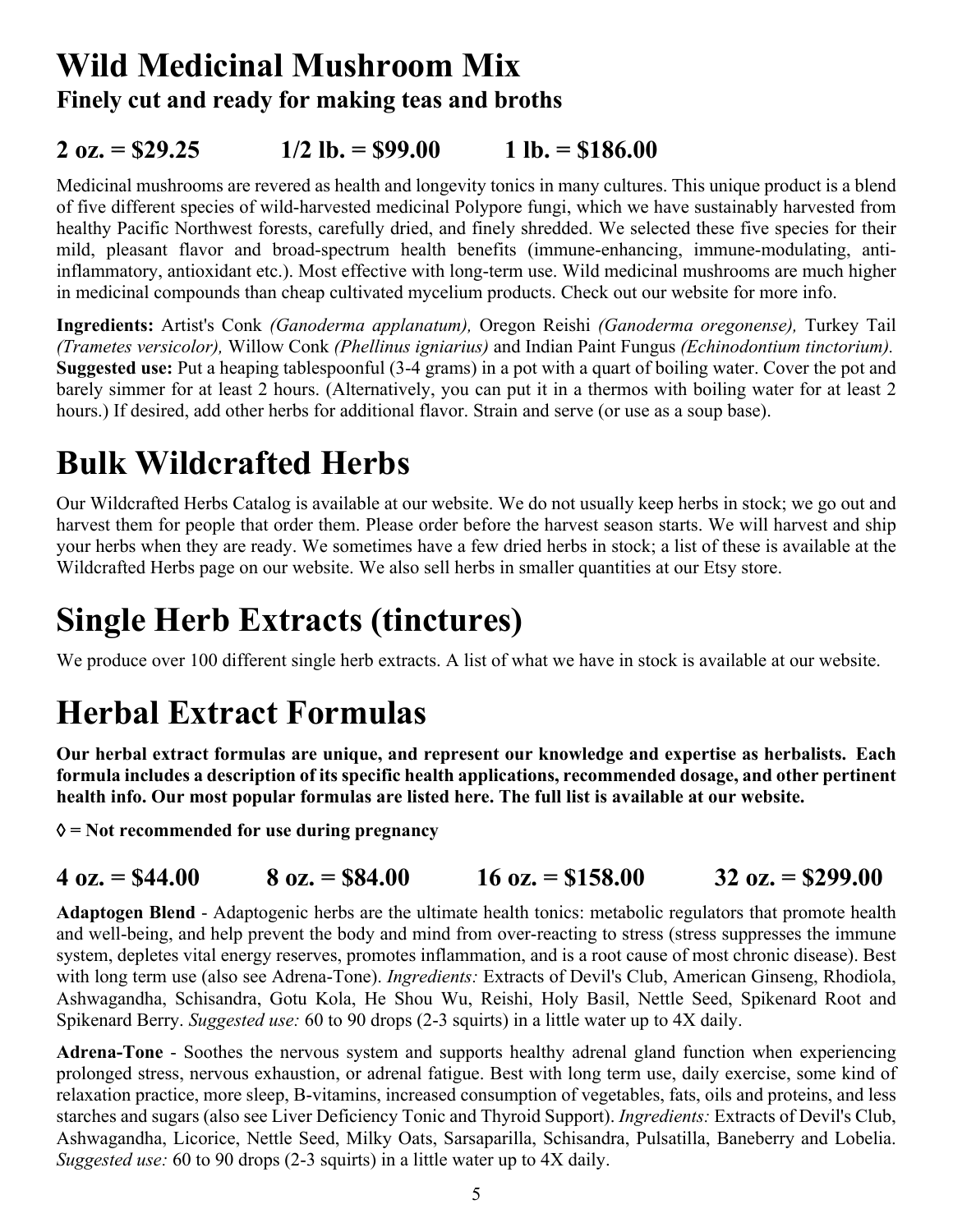# Wild Medicinal Mushroom Mix

**Finely cut and ready for making teas and broths**

**2 oz. = $29.25 1/2 lb. = $99.00 1 lb. = $186.00**

Medicinal mushrooms are revered as health and longevity tonics in many cultures. This unique product is a blend of five different species of wild-harvested medicinal Polypore fungi, which we have sustainably harvested from healthy Pacific Northwest forests, carefully dried, and finely shredded. We selected these five species for their mild, pleasant flavor and broad-spectrum health benefits (immune-enhancing, immune-modulating, anti-inflammatory, antioxidant etc.). Most effective with long-term use. Wild medicinal mushrooms are much higher in medicinal compounds than cheap cultivated mycelium products. Check out our website for more info.

**Ingredients:** Artist's Conk *(Ganoderma applanatum),* Oregon Reishi *(Ganoderma oregonense),* Turkey Tail *(Trametes versicolor),* Willow Conk *(Phellinus igniarius)* and Indian Paint Fungus *(Echinodontium tinctorium).*
**Suggested use:** Put a heaping tablespoonful (3-4 grams) in a pot with a quart of boiling water. Cover the pot and barely simmer for at least 2 hours. (Alternatively, you can put it in a thermos with boiling water for at least 2 hours.) If desired, add other herbs for additional flavor. Strain and serve (or use as a soup base).

# Bulk Wildcrafted Herbs

Our Wildcrafted Herbs Catalog is available at our website. We do not usually keep herbs in stock; we go out and harvest them for people that order them. Please order before the harvest season starts. We will harvest and ship your herbs when they are ready. We sometimes have a few dried herbs in stock; a list of these is available at the Wildcrafted Herbs page on our website. We also sell herbs in smaller quantities at our Etsy store.

# Single Herb Extracts (tinctures)

We produce over 100 different single herb extracts. A list of what we have in stock is available at our website.

# Herbal Extract Formulas

**Our herbal extract formulas are unique, and represent our knowledge and expertise as herbalists. Each formula includes a description of its specific health applications, recommended dosage, and other pertinent health info. Our most popular formulas are listed here. The full list is available at our website.**

**◊ = Not recommended for use during pregnancy**

**4 oz. = $44.00 8 oz. = $84.00 16 oz. = $158.00 32 oz. = $299.00**

**Adaptogen Blend** - Adaptogenic herbs are the ultimate health tonics: metabolic regulators that promote health and well-being, and help prevent the body and mind from over-reacting to stress (stress suppresses the immune system, depletes vital energy reserves, promotes inflammation, and is a root cause of most chronic disease). Best with long term use (also see Adrena-Tone). *Ingredients:* Extracts of Devil's Club, American Ginseng, Rhodiola, Ashwagandha, Schisandra, Gotu Kola, He Shou Wu, Reishi, Holy Basil, Nettle Seed, Spikenard Root and Spikenard Berry. *Suggested use:* 60 to 90 drops (2-3 squirts) in a little water up to 4X daily.

**Adrena-Tone** - Soothes the nervous system and supports healthy adrenal gland function when experiencing prolonged stress, nervous exhaustion, or adrenal fatigue. Best with long term use, daily exercise, some kind of relaxation practice, more sleep, B-vitamins, increased consumption of vegetables, fats, oils and proteins, and less starches and sugars (also see Liver Deficiency Tonic and Thyroid Support). *Ingredients:* Extracts of Devil's Club, Ashwagandha, Licorice, Nettle Seed, Milky Oats, Sarsaparilla, Schisandra, Pulsatilla, Baneberry and Lobelia. *Suggested use:* 60 to 90 drops (2-3 squirts) in a little water up to 4X daily.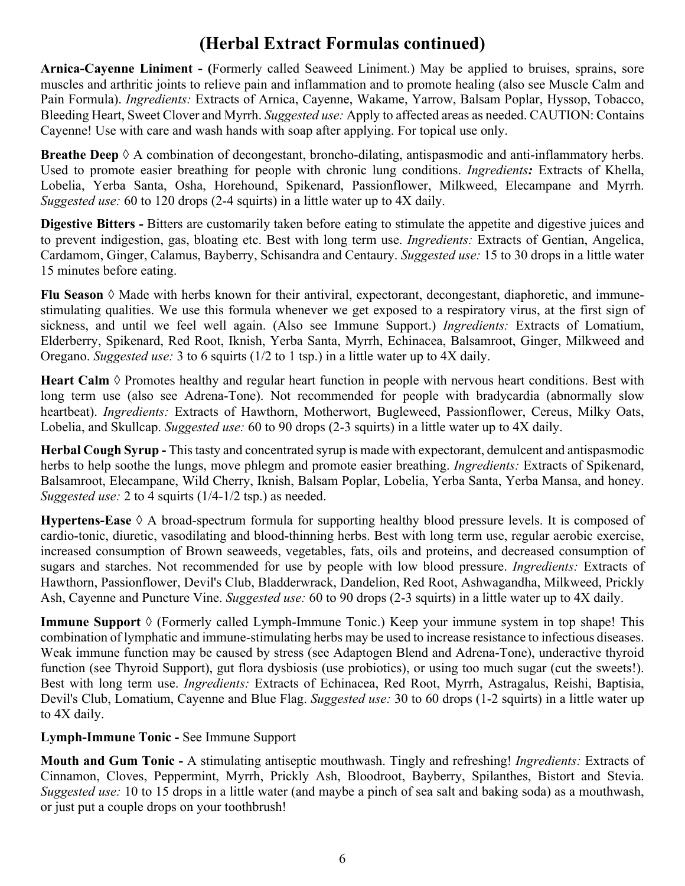# (Herbal Extract Formulas continued)

**Arnica-Cayenne Liniment - (**Formerly called Seaweed Liniment.) May be applied to bruises, sprains, sore muscles and arthritic joints to relieve pain and inflammation and to promote healing (also see Muscle Calm and Pain Formula). *Ingredients:* Extracts of Arnica, Cayenne, Wakame, Yarrow, Balsam Poplar, Hyssop, Tobacco, Bleeding Heart, Sweet Clover and Myrrh. *Suggested use:* Apply to affected areas as needed. CAUTION: Contains Cayenne! Use with care and wash hands with soap after applying. For topical use only.

**Breathe Deep** ◊ A combination of decongestant, broncho-dilating, antispasmodic and anti-inflammatory herbs. Used to promote easier breathing for people with chronic lung conditions. *Ingredients:* Extracts of Khella, Lobelia, Yerba Santa, Osha, Horehound, Spikenard, Passionflower, Milkweed, Elecampane and Myrrh. *Suggested use:* 60 to 120 drops (2-4 squirts) in a little water up to 4X daily.

**Digestive Bitters -** Bitters are customarily taken before eating to stimulate the appetite and digestive juices and to prevent indigestion, gas, bloating etc. Best with long term use. *Ingredients:* Extracts of Gentian, Angelica, Cardamom, Ginger, Calamus, Bayberry, Schisandra and Centaury. *Suggested use:* 15 to 30 drops in a little water 15 minutes before eating.

**Flu Season** ◊ Made with herbs known for their antiviral, expectorant, decongestant, diaphoretic, and immune-stimulating qualities. We use this formula whenever we get exposed to a respiratory virus, at the first sign of sickness, and until we feel well again. (Also see Immune Support.) *Ingredients:* Extracts of Lomatium, Elderberry, Spikenard, Red Root, Iknish, Yerba Santa, Myrrh, Echinacea, Balsamroot, Ginger, Milkweed and Oregano. *Suggested use:* 3 to 6 squirts (1/2 to 1 tsp.) in a little water up to 4X daily.

**Heart Calm** ◊ Promotes healthy and regular heart function in people with nervous heart conditions. Best with long term use (also see Adrena-Tone). Not recommended for people with bradycardia (abnormally slow heartbeat). *Ingredients:* Extracts of Hawthorn, Motherwort, Bugleweed, Passionflower, Cereus, Milky Oats, Lobelia, and Skullcap. *Suggested use:* 60 to 90 drops (2-3 squirts) in a little water up to 4X daily.

**Herbal Cough Syrup -** This tasty and concentrated syrup is made with expectorant, demulcent and antispasmodic herbs to help soothe the lungs, move phlegm and promote easier breathing. *Ingredients:* Extracts of Spikenard, Balsamroot, Elecampane, Wild Cherry, Iknish, Balsam Poplar, Lobelia, Yerba Santa, Yerba Mansa, and honey. *Suggested use:* 2 to 4 squirts (1/4-1/2 tsp.) as needed.

**Hypertens-Ease** ◊ A broad-spectrum formula for supporting healthy blood pressure levels. It is composed of cardio-tonic, diuretic, vasodilating and blood-thinning herbs. Best with long term use, regular aerobic exercise, increased consumption of Brown seaweeds, vegetables, fats, oils and proteins, and decreased consumption of sugars and starches. Not recommended for use by people with low blood pressure. *Ingredients:* Extracts of Hawthorn, Passionflower, Devil's Club, Bladderwrack, Dandelion, Red Root, Ashwagandha, Milkweed, Prickly Ash, Cayenne and Puncture Vine. *Suggested use:* 60 to 90 drops (2-3 squirts) in a little water up to 4X daily.

**Immune Support** ◊ (Formerly called Lymph-Immune Tonic.) Keep your immune system in top shape! This combination of lymphatic and immune-stimulating herbs may be used to increase resistance to infectious diseases. Weak immune function may be caused by stress (see Adaptogen Blend and Adrena-Tone), underactive thyroid function (see Thyroid Support), gut flora dysbiosis (use probiotics), or using too much sugar (cut the sweets!). Best with long term use. *Ingredients:* Extracts of Echinacea, Red Root, Myrrh, Astragalus, Reishi, Baptisia, Devil's Club, Lomatium, Cayenne and Blue Flag. *Suggested use:* 30 to 60 drops (1-2 squirts) in a little water up to 4X daily.

**Lymph-Immune Tonic -** See Immune Support

**Mouth and Gum Tonic -** A stimulating antiseptic mouthwash. Tingly and refreshing! *Ingredients:* Extracts of Cinnamon, Cloves, Peppermint, Myrrh, Prickly Ash, Bloodroot, Bayberry, Spilanthes, Bistort and Stevia. *Suggested use:* 10 to 15 drops in a little water (and maybe a pinch of sea salt and baking soda) as a mouthwash, or just put a couple drops on your toothbrush!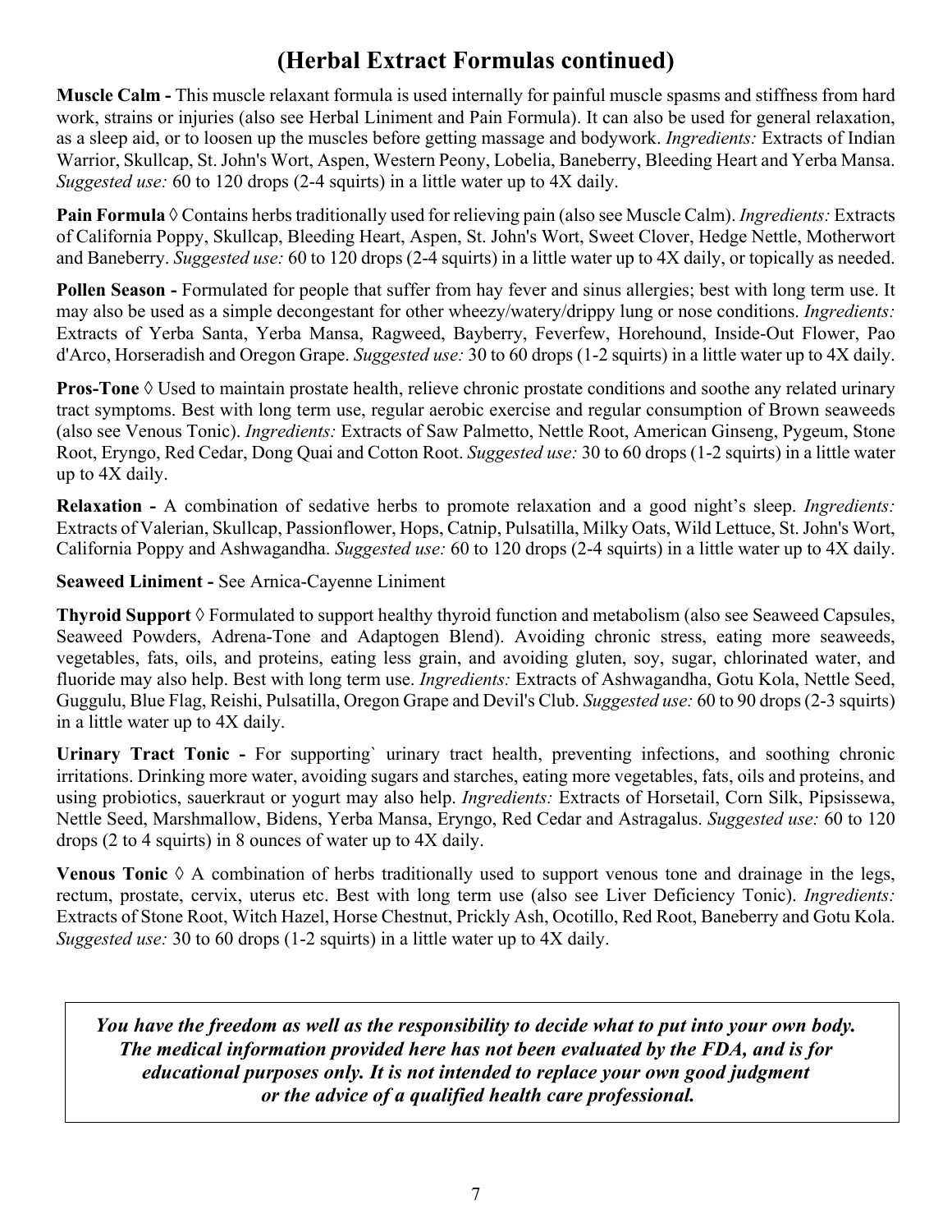## (Herbal Extract Formulas continued)

**Muscle Calm -** This muscle relaxant formula is used internally for painful muscle spasms and stiffness from hard work, strains or injuries (also see Herbal Liniment and Pain Formula). It can also be used for general relaxation, as a sleep aid, or to loosen up the muscles before getting massage and bodywork. *Ingredients:* Extracts of Indian Warrior, Skullcap, St. John's Wort, Aspen, Western Peony, Lobelia, Baneberry, Bleeding Heart and Yerba Mansa. *Suggested use:* 60 to 120 drops (2-4 squirts) in a little water up to 4X daily.

**Pain Formula** ◊ Contains herbs traditionally used for relieving pain (also see Muscle Calm). *Ingredients:* Extracts of California Poppy, Skullcap, Bleeding Heart, Aspen, St. John's Wort, Sweet Clover, Hedge Nettle, Motherwort and Baneberry. *Suggested use:* 60 to 120 drops (2-4 squirts) in a little water up to 4X daily, or topically as needed.

**Pollen Season -** Formulated for people that suffer from hay fever and sinus allergies; best with long term use. It may also be used as a simple decongestant for other wheezy/watery/drippy lung or nose conditions. *Ingredients:* Extracts of Yerba Santa, Yerba Mansa, Ragweed, Bayberry, Feverfew, Horehound, Inside-Out Flower, Pao d'Arco, Horseradish and Oregon Grape. *Suggested use:* 30 to 60 drops (1-2 squirts) in a little water up to 4X daily.

**Pros-Tone** ◊ Used to maintain prostate health, relieve chronic prostate conditions and soothe any related urinary tract symptoms. Best with long term use, regular aerobic exercise and regular consumption of Brown seaweeds (also see Venous Tonic). *Ingredients:* Extracts of Saw Palmetto, Nettle Root, American Ginseng, Pygeum, Stone Root, Eryngo, Red Cedar, Dong Quai and Cotton Root. *Suggested use:* 30 to 60 drops (1-2 squirts) in a little water up to 4X daily.

**Relaxation -** A combination of sedative herbs to promote relaxation and a good night's sleep. *Ingredients:* Extracts of Valerian, Skullcap, Passionflower, Hops, Catnip, Pulsatilla, Milky Oats, Wild Lettuce, St. John's Wort, California Poppy and Ashwagandha. *Suggested use:* 60 to 120 drops (2-4 squirts) in a little water up to 4X daily.

**Seaweed Liniment -** See Arnica-Cayenne Liniment

**Thyroid Support** ◊ Formulated to support healthy thyroid function and metabolism (also see Seaweed Capsules, Seaweed Powders, Adrena-Tone and Adaptogen Blend). Avoiding chronic stress, eating more seaweeds, vegetables, fats, oils, and proteins, eating less grain, and avoiding gluten, soy, sugar, chlorinated water, and fluoride may also help. Best with long term use. *Ingredients:* Extracts of Ashwagandha, Gotu Kola, Nettle Seed, Guggulu, Blue Flag, Reishi, Pulsatilla, Oregon Grape and Devil's Club. *Suggested use:* 60 to 90 drops (2-3 squirts) in a little water up to 4X daily.

**Urinary Tract Tonic -** For supporting` urinary tract health, preventing infections, and soothing chronic irritations. Drinking more water, avoiding sugars and starches, eating more vegetables, fats, oils and proteins, and using probiotics, sauerkraut or yogurt may also help. *Ingredients:* Extracts of Horsetail, Corn Silk, Pipsissewa, Nettle Seed, Marshmallow, Bidens, Yerba Mansa, Eryngo, Red Cedar and Astragalus. *Suggested use:* 60 to 120 drops (2 to 4 squirts) in 8 ounces of water up to 4X daily.

**Venous Tonic** ◊ A combination of herbs traditionally used to support venous tone and drainage in the legs, rectum, prostate, cervix, uterus etc. Best with long term use (also see Liver Deficiency Tonic). *Ingredients:* Extracts of Stone Root, Witch Hazel, Horse Chestnut, Prickly Ash, Ocotillo, Red Root, Baneberry and Gotu Kola. *Suggested use:* 30 to 60 drops (1-2 squirts) in a little water up to 4X daily.

***You have the freedom as well as the responsibility to decide what to put into your own body. The medical information provided here has not been evaluated by the FDA, and is for educational purposes only. It is not intended to replace your own good judgment or the advice of a qualified health care professional.***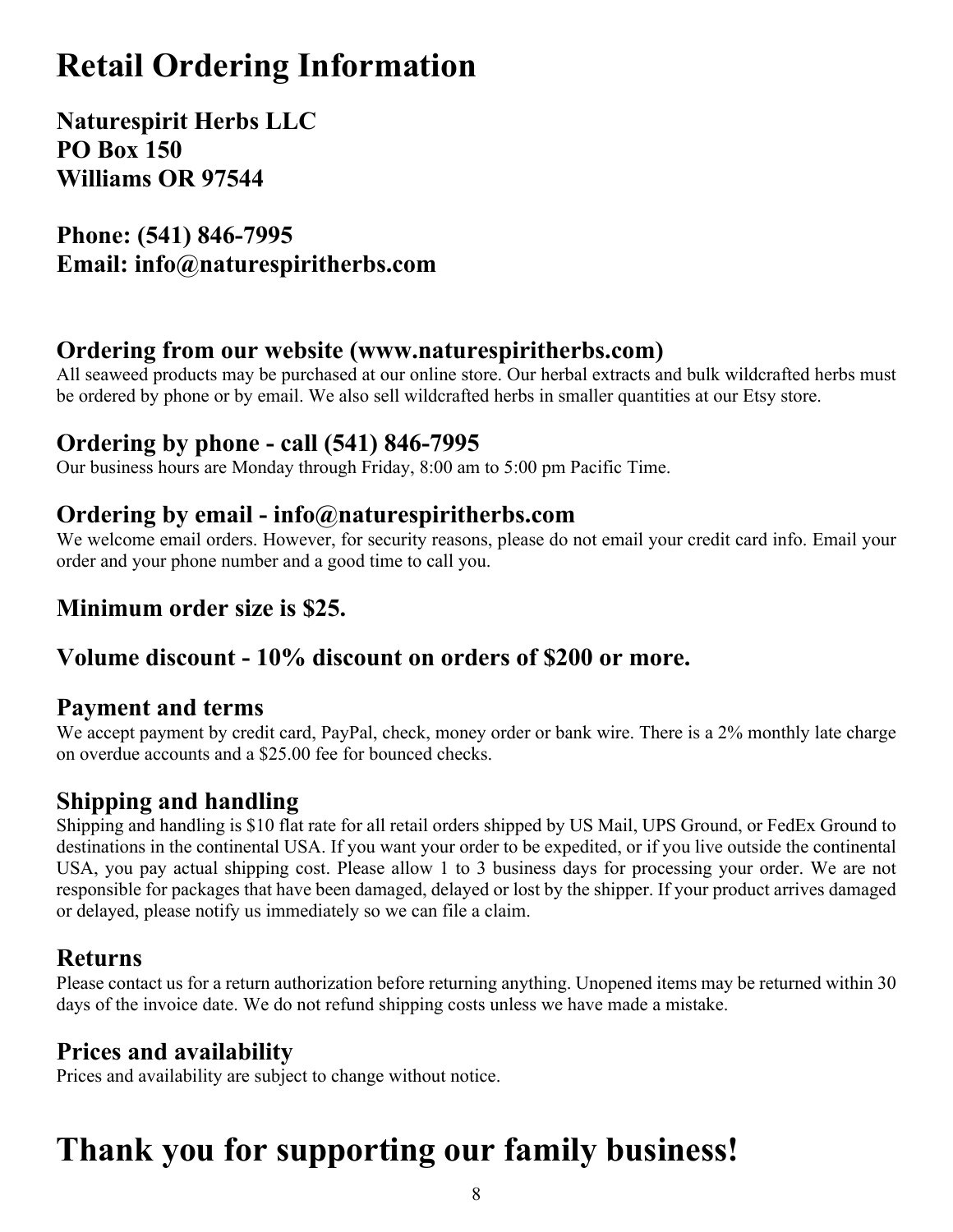# Retail Ordering Information

**Naturespirit Herbs LLC**
**PO Box 150**
**Williams OR 97544**

**Phone: (541) 846-7995**
**Email: info@naturespiritherbs.com**

### Ordering from our website (www.naturespiritherbs.com)

All seaweed products may be purchased at our online store. Our herbal extracts and bulk wildcrafted herbs must be ordered by phone or by email. We also sell wildcrafted herbs in smaller quantities at our Etsy store.

### Ordering by phone - call (541) 846-7995

Our business hours are Monday through Friday, 8:00 am to 5:00 pm Pacific Time.

### Ordering by email - info@naturespiritherbs.com

We welcome email orders. However, for security reasons, please do not email your credit card info. Email your order and your phone number and a good time to call you.

### Minimum order size is $25.

### Volume discount - 10% discount on orders of $200 or more.

### Payment and terms

We accept payment by credit card, PayPal, check, money order or bank wire. There is a 2% monthly late charge on overdue accounts and a $25.00 fee for bounced checks.

### Shipping and handling

Shipping and handling is $10 flat rate for all retail orders shipped by US Mail, UPS Ground, or FedEx Ground to destinations in the continental USA. If you want your order to be expedited, or if you live outside the continental USA, you pay actual shipping cost. Please allow 1 to 3 business days for processing your order. We are not responsible for packages that have been damaged, delayed or lost by the shipper. If your product arrives damaged or delayed, please notify us immediately so we can file a claim.

### Returns

Please contact us for a return authorization before returning anything. Unopened items may be returned within 30 days of the invoice date. We do not refund shipping costs unless we have made a mistake.

### Prices and availability

Prices and availability are subject to change without notice.

# Thank you for supporting our family business!